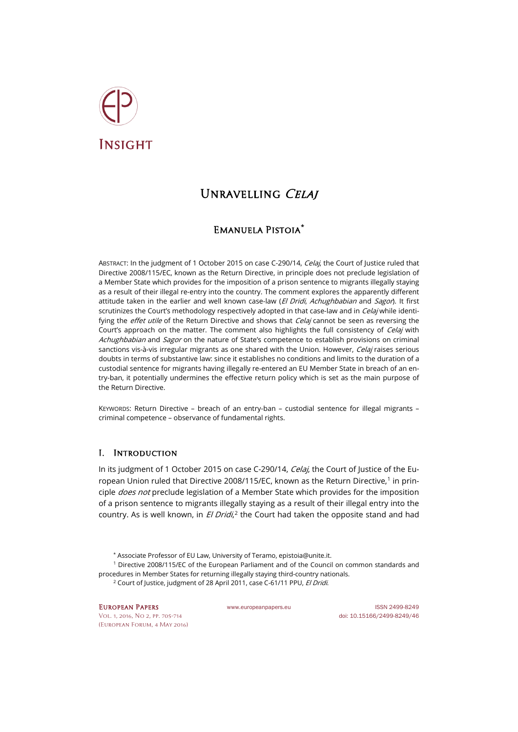# Insight

## Unravelling *Celaj*

### Emanuela Pistoia*

Abstract: In the judgment of 1 October 2015 on case C-290/14, *Celaj*, the Court of Justice ruled that Directive 2008/115/EC, known as the Return Directive, in principle does not preclude legislation of a Member State which provides for the imposition of a prison sentence to migrants illegally staying as a result of their illegal re-entry into the country. The comment explores the apparently different attitude taken in the earlier and well known case-law (*El Dridi*, *Achughbabian* and *Sagor*). It first scrutinizes the Court's methodology respectively adopted in that case-law and in *Celaj* while identifying the *effet utile* of the Return Directive and shows that *Celaj* cannot be seen as reversing the Court's approach on the matter. The comment also highlights the full consistency of *Celaj* with *Achughbabian* and *Sagor* on the nature of State's competence to establish provisions on criminal sanctions vis-à-vis irregular migrants as one shared with the Union. However, *Celaj* raises serious doubts in terms of substantive law: since it establishes no conditions and limits to the duration of a custodial sentence for migrants having illegally re-entered an EU Member State in breach of an entry-ban, it potentially undermines the effective return policy which is set as the main purpose of the Return Directive.

Keywords: Return Directive – breach of an entry-ban – custodial sentence for illegal migrants – criminal competence – observance of fundamental rights.

## I. Introduction

In its judgment of 1 October 2015 on case C-290/14, *Celaj*, the Court of Justice of the European Union ruled that Directive 2008/115/EC, known as the Return Directive,[1] in principle *does not* preclude legislation of a Member State which provides for the imposition of a prison sentence to migrants illegally staying as a result of their illegal entry into the country. As is well known, in *El Dridi*,[2] the Court had taken the opposite stand and had

\* Associate Professor of EU Law, University of Teramo, epistoia@unite.it.

[1] Directive 2008/115/EC of the European Parliament and of the Council on common standards and procedures in Member States for returning illegally staying third-country nationals.

[2] Court of Justice, judgment of 28 April 2011, case C-61/11 PPU, *El Dridi*.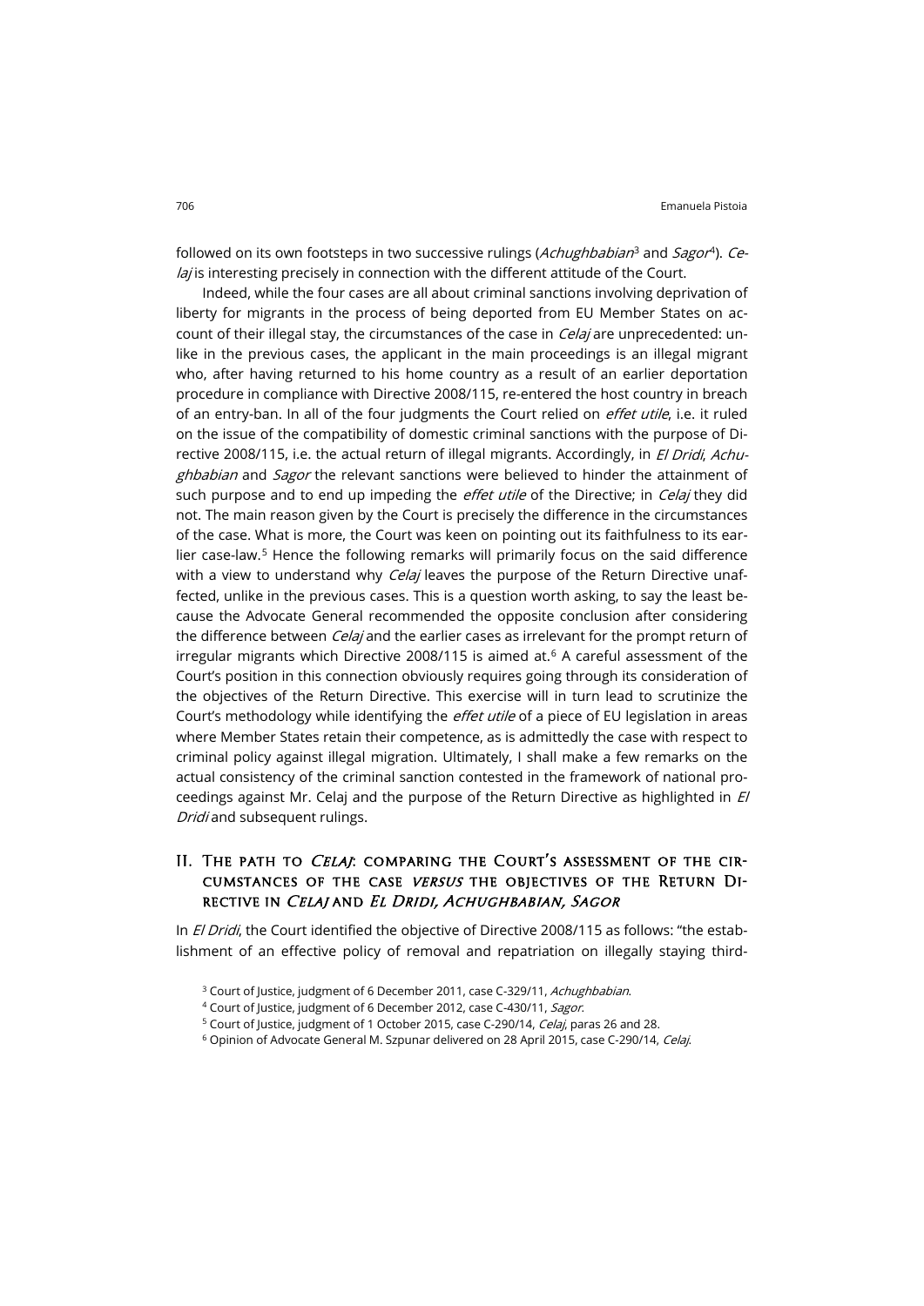followed on its own footsteps in two successive rulings (*Achughbabian*[3] and *Sagor*[4]). *Celaj* is interesting precisely in connection with the different attitude of the Court.

Indeed, while the four cases are all about criminal sanctions involving deprivation of liberty for migrants in the process of being deported from EU Member States on account of their illegal stay, the circumstances of the case in *Celaj* are unprecedented: unlike in the previous cases, the applicant in the main proceedings is an illegal migrant who, after having returned to his home country as a result of an earlier deportation procedure in compliance with Directive 2008/115, re-entered the host country in breach of an entry-ban. In all of the four judgments the Court relied on *effet utile*, i.e. it ruled on the issue of the compatibility of domestic criminal sanctions with the purpose of Directive 2008/115, i.e. the actual return of illegal migrants. Accordingly, in *El Dridi*, *Achughbabian* and *Sagor* the relevant sanctions were believed to hinder the attainment of such purpose and to end up impeding the *effet utile* of the Directive; in *Celaj* they did not. The main reason given by the Court is precisely the difference in the circumstances of the case. What is more, the Court was keen on pointing out its faithfulness to its earlier case-law.[5] Hence the following remarks will primarily focus on the said difference with a view to understand why *Celaj* leaves the purpose of the Return Directive unaffected, unlike in the previous cases. This is a question worth asking, to say the least because the Advocate General recommended the opposite conclusion after considering the difference between *Celaj* and the earlier cases as irrelevant for the prompt return of irregular migrants which Directive 2008/115 is aimed at.[6] A careful assessment of the Court's position in this connection obviously requires going through its consideration of the objectives of the Return Directive. This exercise will in turn lead to scrutinize the Court's methodology while identifying the *effet utile* of a piece of EU legislation in areas where Member States retain their competence, as is admittedly the case with respect to criminal policy against illegal migration. Ultimately, I shall make a few remarks on the actual consistency of the criminal sanction contested in the framework of national proceedings against Mr. Celaj and the purpose of the Return Directive as highlighted in *El Dridi* and subsequent rulings.

## II. The path to *Celaj*: comparing the Court's assessment of the circumstances of the case *versus* the objectives of the Return Directive in *Celaj* and *El Dridi, Achughbabian, Sagor*

In *El Dridi*, the Court identified the objective of Directive 2008/115 as follows: "the establishment of an effective policy of removal and repatriation on illegally staying third-

[3] Court of Justice, judgment of 6 December 2011, case C-329/11, *Achughbabian*.

[4] Court of Justice, judgment of 6 December 2012, case C-430/11, *Sagor*.

[5] Court of Justice, judgment of 1 October 2015, case C-290/14, *Celaj*, paras 26 and 28.

[6] Opinion of Advocate General M. Szpunar delivered on 28 April 2015, case C-290/14, *Celaj*.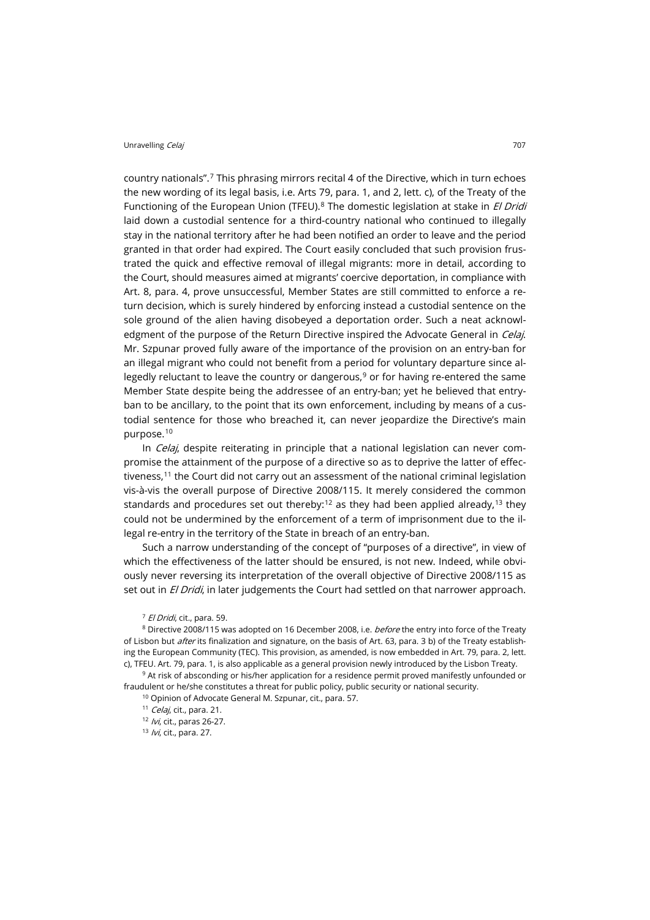country nationals".[7] This phrasing mirrors recital 4 of the Directive, which in turn echoes the new wording of its legal basis, i.e. Arts 79, para. 1, and 2, lett. c), of the Treaty of the Functioning of the European Union (TFEU).[8] The domestic legislation at stake in *El Dridi* laid down a custodial sentence for a third-country national who continued to illegally stay in the national territory after he had been notified an order to leave and the period granted in that order had expired. The Court easily concluded that such provision frustrated the quick and effective removal of illegal migrants: more in detail, according to the Court, should measures aimed at migrants' coercive deportation, in compliance with Art. 8, para. 4, prove unsuccessful, Member States are still committed to enforce a return decision, which is surely hindered by enforcing instead a custodial sentence on the sole ground of the alien having disobeyed a deportation order. Such a neat acknowledgment of the purpose of the Return Directive inspired the Advocate General in *Celaj*. Mr. Szpunar proved fully aware of the importance of the provision on an entry-ban for an illegal migrant who could not benefit from a period for voluntary departure since allegedly reluctant to leave the country or dangerous,[9] or for having re-entered the same Member State despite being the addressee of an entry-ban; yet he believed that entry-ban to be ancillary, to the point that its own enforcement, including by means of a custodial sentence for those who breached it, can never jeopardize the Directive's main purpose.[10]

In *Celaj*, despite reiterating in principle that a national legislation can never compromise the attainment of the purpose of a directive so as to deprive the latter of effectiveness,[11] the Court did not carry out an assessment of the national criminal legislation vis-à-vis the overall purpose of Directive 2008/115. It merely considered the common standards and procedures set out thereby:[12] as they had been applied already,[13] they could not be undermined by the enforcement of a term of imprisonment due to the illegal re-entry in the territory of the State in breach of an entry-ban.

Such a narrow understanding of the concept of "purposes of a directive", in view of which the effectiveness of the latter should be ensured, is not new. Indeed, while obviously never reversing its interpretation of the overall objective of Directive 2008/115 as set out in *El Dridi*, in later judgements the Court had settled on that narrower approach.

[7] *El Dridi*, cit., para. 59.

[8] Directive 2008/115 was adopted on 16 December 2008, i.e. *before* the entry into force of the Treaty of Lisbon but *after* its finalization and signature, on the basis of Art. 63, para. 3 b) of the Treaty establishing the European Community (TEC). This provision, as amended, is now embedded in Art. 79, para. 2, lett. c), TFEU. Art. 79, para. 1, is also applicable as a general provision newly introduced by the Lisbon Treaty.

[9] At risk of absconding or his/her application for a residence permit proved manifestly unfounded or fraudulent or he/she constitutes a threat for public policy, public security or national security.

[10] Opinion of Advocate General M. Szpunar, cit., para. 57.

[11] *Celaj*, cit., para. 21.

[12] *Ivi*, cit., paras 26-27.

[13] *Ivi*, cit., para. 27.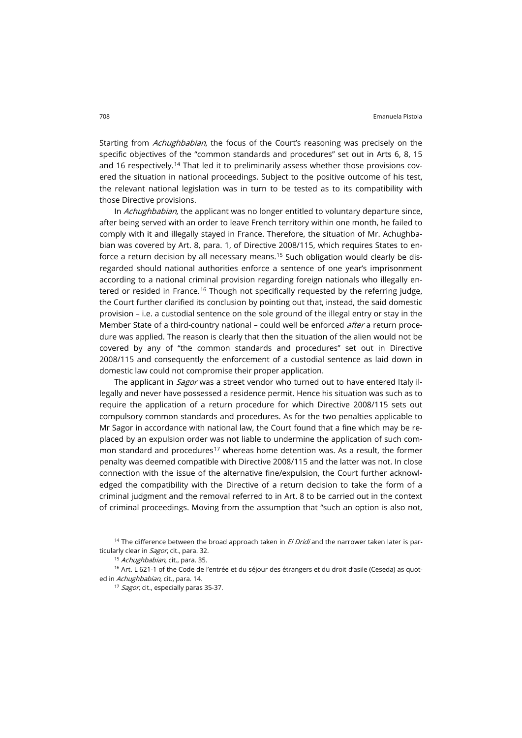Starting from *Achughbabian*, the focus of the Court's reasoning was precisely on the specific objectives of the "common standards and procedures" set out in Arts 6, 8, 15 and 16 respectively.[14] That led it to preliminarily assess whether those provisions covered the situation in national proceedings. Subject to the positive outcome of his test, the relevant national legislation was in turn to be tested as to its compatibility with those Directive provisions.

In *Achughbabian*, the applicant was no longer entitled to voluntary departure since, after being served with an order to leave French territory within one month, he failed to comply with it and illegally stayed in France. Therefore, the situation of Mr. Achughbabian was covered by Art. 8, para. 1, of Directive 2008/115, which requires States to enforce a return decision by all necessary means.[15] Such obligation would clearly be disregarded should national authorities enforce a sentence of one year's imprisonment according to a national criminal provision regarding foreign nationals who illegally entered or resided in France.[16] Though not specifically requested by the referring judge, the Court further clarified its conclusion by pointing out that, instead, the said domestic provision – i.e. a custodial sentence on the sole ground of the illegal entry or stay in the Member State of a third-country national – could well be enforced *after* a return procedure was applied. The reason is clearly that then the situation of the alien would not be covered by any of "the common standards and procedures" set out in Directive 2008/115 and consequently the enforcement of a custodial sentence as laid down in domestic law could not compromise their proper application.

The applicant in *Sagor* was a street vendor who turned out to have entered Italy illegally and never have possessed a residence permit. Hence his situation was such as to require the application of a return procedure for which Directive 2008/115 sets out compulsory common standards and procedures. As for the two penalties applicable to Mr Sagor in accordance with national law, the Court found that a fine which may be replaced by an expulsion order was not liable to undermine the application of such common standard and procedures[17] whereas home detention was. As a result, the former penalty was deemed compatible with Directive 2008/115 and the latter was not. In close connection with the issue of the alternative fine/expulsion, the Court further acknowledged the compatibility with the Directive of a return decision to take the form of a criminal judgment and the removal referred to in Art. 8 to be carried out in the context of criminal proceedings. Moving from the assumption that "such an option is also not,

[14] The difference between the broad approach taken in *El Dridi* and the narrower taken later is particularly clear in *Sagor*, cit., para. 32.

[15] *Achughbabian*, cit., para. 35.

[16] Art. L 621-1 of the Code de l'entrée et du séjour des étrangers et du droit d'asile (Ceseda) as quoted in *Achughbabian*, cit., para. 14.

[17] *Sagor*, cit., especially paras 35-37.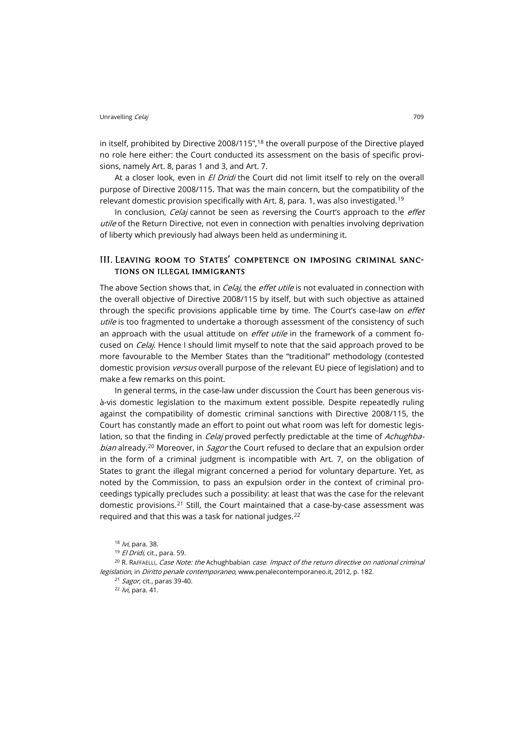in itself, prohibited by Directive 2008/115",[18] the overall purpose of the Directive played no role here either: the Court conducted its assessment on the basis of specific provisions, namely Art. 8, paras 1 and 3, and Art. 7.

At a closer look, even in *El Dridi* the Court did not limit itself to rely on the overall purpose of Directive 2008/115. That was the main concern, but the compatibility of the relevant domestic provision specifically with Art. 8, para. 1, was also investigated.[19]

In conclusion, *Celaj* cannot be seen as reversing the Court's approach to the *effet utile* of the Return Directive, not even in connection with penalties involving deprivation of liberty which previously had always been held as undermining it.

## III. Leaving room to States' competence on imposing criminal sanctions on illegal immigrants

The above Section shows that, in *Celaj*, the *effet utile* is not evaluated in connection with the overall objective of Directive 2008/115 by itself, but with such objective as attained through the specific provisions applicable time by time. The Court's case-law on *effet utile* is too fragmented to undertake a thorough assessment of the consistency of such an approach with the usual attitude on *effet utile* in the framework of a comment focused on *Celaj*. Hence I should limit myself to note that the said approach proved to be more favourable to the Member States than the "traditional" methodology (contested domestic provision *versus* overall purpose of the relevant EU piece of legislation) and to make a few remarks on this point.

In general terms, in the case-law under discussion the Court has been generous vis-à-vis domestic legislation to the maximum extent possible. Despite repeatedly ruling against the compatibility of domestic criminal sanctions with Directive 2008/115, the Court has constantly made an effort to point out what room was left for domestic legislation, so that the finding in *Celaj* proved perfectly predictable at the time of *Achughbabian* already.[20] Moreover, in *Sagor* the Court refused to declare that an expulsion order in the form of a criminal judgment is incompatible with Art. 7, on the obligation of States to grant the illegal migrant concerned a period for voluntary departure. Yet, as noted by the Commission, to pass an expulsion order in the context of criminal proceedings typically precludes such a possibility: at least that was the case for the relevant domestic provisions.[21] Still, the Court maintained that a case-by-case assessment was required and that this was a task for national judges.[22]

[18] *Ivi*, para. 38.

[19] *El Dridi*, cit., para. 59.

[20] R. Raffaelli, *Case Note: the* Achughbabian *case. Impact of the return directive on national criminal legislation*, in *Diritto penale contemporaneo*, www.penalecontemporaneo.it, 2012, p. 182.

[21] *Sagor*, cit., paras 39-40.

[22] *Ivi*, para. 41.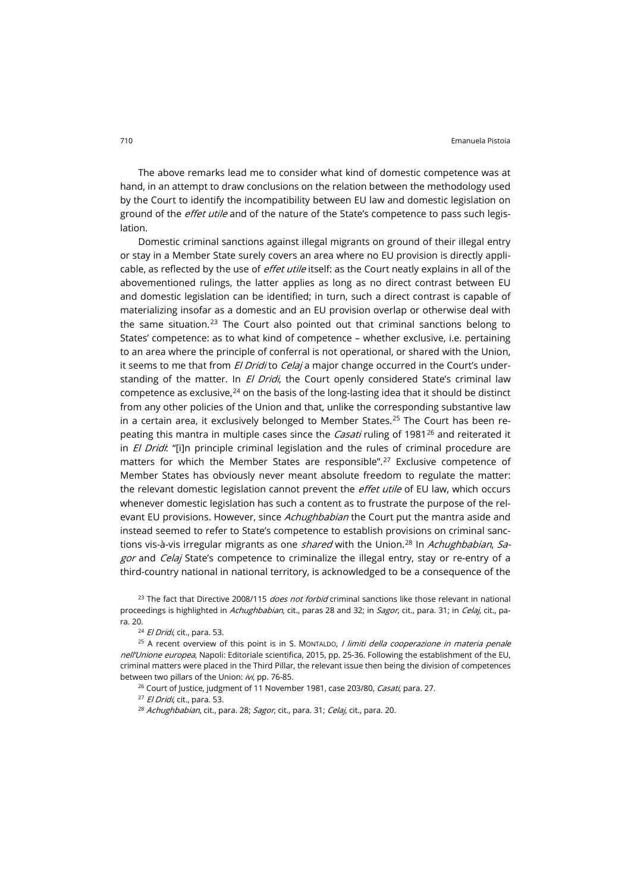The above remarks lead me to consider what kind of domestic competence was at hand, in an attempt to draw conclusions on the relation between the methodology used by the Court to identify the incompatibility between EU law and domestic legislation on ground of the *effet utile* and of the nature of the State's competence to pass such legislation.

Domestic criminal sanctions against illegal migrants on ground of their illegal entry or stay in a Member State surely covers an area where no EU provision is directly applicable, as reflected by the use of *effet utile* itself: as the Court neatly explains in all of the abovementioned rulings, the latter applies as long as no direct contrast between EU and domestic legislation can be identified; in turn, such a direct contrast is capable of materializing insofar as a domestic and an EU provision overlap or otherwise deal with the same situation.[23] The Court also pointed out that criminal sanctions belong to States' competence: as to what kind of competence – whether exclusive, i.e. pertaining to an area where the principle of conferral is not operational, or shared with the Union, it seems to me that from *El Dridi* to *Celaj* a major change occurred in the Court's understanding of the matter. In *El Dridi*, the Court openly considered State's criminal law competence as exclusive,[24] on the basis of the long-lasting idea that it should be distinct from any other policies of the Union and that, unlike the corresponding substantive law in a certain area, it exclusively belonged to Member States.[25] The Court has been repeating this mantra in multiple cases since the *Casati* ruling of 1981[26] and reiterated it in *El Dridi*: "[i]n principle criminal legislation and the rules of criminal procedure are matters for which the Member States are responsible".[27] Exclusive competence of Member States has obviously never meant absolute freedom to regulate the matter: the relevant domestic legislation cannot prevent the *effet utile* of EU law, which occurs whenever domestic legislation has such a content as to frustrate the purpose of the relevant EU provisions. However, since *Achughbabian* the Court put the mantra aside and instead seemed to refer to State's competence to establish provisions on criminal sanctions vis-à-vis irregular migrants as one *shared* with the Union.[28] In *Achughbabian*, *Sagor* and *Celaj* State's competence to criminalize the illegal entry, stay or re-entry of a third-country national in national territory, is acknowledged to be a consequence of the

[23] The fact that Directive 2008/115 *does not forbid* criminal sanctions like those relevant in national proceedings is highlighted in *Achughbabian*, cit., paras 28 and 32; in *Sagor*, cit., para. 31; in *Celaj*, cit., para. 20.

[24] *El Dridi*, cit., para. 53.

[25] A recent overview of this point is in S. MONTALDO, *I limiti della cooperazione in materia penale nell'Unione europea*, Napoli: Editoriale scientifica, 2015, pp. 25-36. Following the establishment of the EU, criminal matters were placed in the Third Pillar, the relevant issue then being the division of competences between two pillars of the Union: *ivi*, pp. 76-85.

[26] Court of Justice, judgment of 11 November 1981, case 203/80, *Casati*, para. 27.

[27] *El Dridi*, cit., para. 53.

[28] *Achughbabian*, cit., para. 28; *Sagor*, cit., para. 31; *Celaj*, cit., para. 20.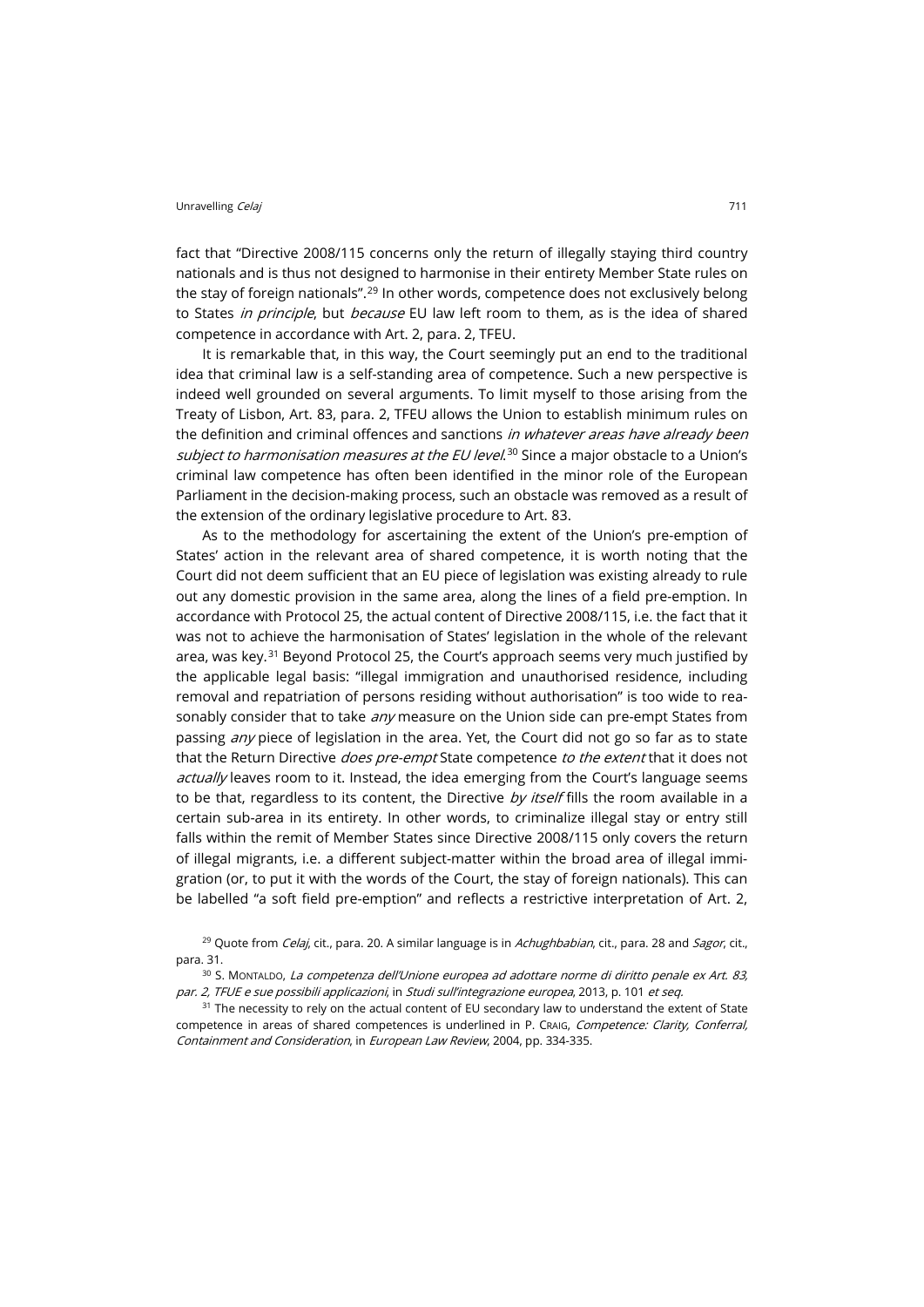fact that "Directive 2008/115 concerns only the return of illegally staying third country nationals and is thus not designed to harmonise in their entirety Member State rules on the stay of foreign nationals".[29] In other words, competence does not exclusively belong to States *in principle*, but *because* EU law left room to them, as is the idea of shared competence in accordance with Art. 2, para. 2, TFEU.

It is remarkable that, in this way, the Court seemingly put an end to the traditional idea that criminal law is a self-standing area of competence. Such a new perspective is indeed well grounded on several arguments. To limit myself to those arising from the Treaty of Lisbon, Art. 83, para. 2, TFEU allows the Union to establish minimum rules on the definition and criminal offences and sanctions *in whatever areas have already been subject to harmonisation measures at the EU level*.[30] Since a major obstacle to a Union's criminal law competence has often been identified in the minor role of the European Parliament in the decision-making process, such an obstacle was removed as a result of the extension of the ordinary legislative procedure to Art. 83.

As to the methodology for ascertaining the extent of the Union's pre-emption of States' action in the relevant area of shared competence, it is worth noting that the Court did not deem sufficient that an EU piece of legislation was existing already to rule out any domestic provision in the same area, along the lines of a field pre-emption. In accordance with Protocol 25, the actual content of Directive 2008/115, i.e. the fact that it was not to achieve the harmonisation of States' legislation in the whole of the relevant area, was key.[31] Beyond Protocol 25, the Court's approach seems very much justified by the applicable legal basis: "illegal immigration and unauthorised residence, including removal and repatriation of persons residing without authorisation" is too wide to reasonably consider that to take *any* measure on the Union side can pre-empt States from passing *any* piece of legislation in the area. Yet, the Court did not go so far as to state that the Return Directive *does pre-empt* State competence *to the extent* that it does not *actually* leaves room to it. Instead, the idea emerging from the Court's language seems to be that, regardless to its content, the Directive *by itself* fills the room available in a certain sub-area in its entirety. In other words, to criminalize illegal stay or entry still falls within the remit of Member States since Directive 2008/115 only covers the return of illegal migrants, i.e. a different subject-matter within the broad area of illegal immigration (or, to put it with the words of the Court, the stay of foreign nationals). This can be labelled "a soft field pre-emption" and reflects a restrictive interpretation of Art. 2,

[29] Quote from *Celaj*, cit., para. 20. A similar language is in *Achughbabian*, cit., para. 28 and *Sagor*, cit., para. 31.

[30] S. Montaldo, *La competenza dell'Unione europea ad adottare norme di diritto penale ex Art. 83, par. 2, TFUE e sue possibili applicazioni*, in *Studi sull'integrazione europea*, 2013, p. 101 *et seq*.

[31] The necessity to rely on the actual content of EU secondary law to understand the extent of State competence in areas of shared competences is underlined in P. Craig, *Competence: Clarity, Conferral, Containment and Consideration*, in *European Law Review*, 2004, pp. 334-335.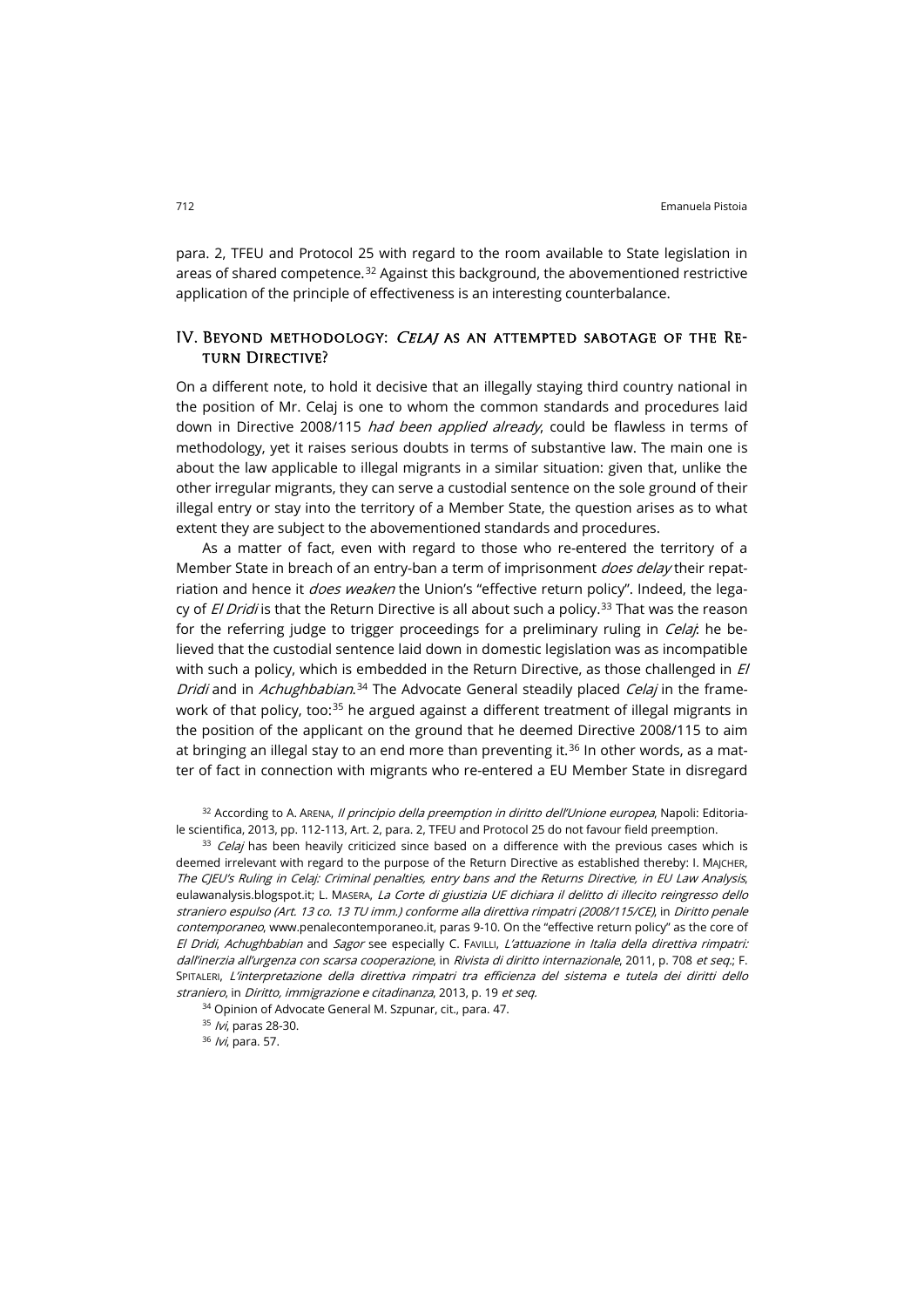para. 2, TFEU and Protocol 25 with regard to the room available to State legislation in areas of shared competence.[32] Against this background, the abovementioned restrictive application of the principle of effectiveness is an interesting counterbalance.

## IV. Beyond methodology: *Celaj* as an attempted sabotage of the Return Directive?

On a different note, to hold it decisive that an illegally staying third country national in the position of Mr. Celaj is one to whom the common standards and procedures laid down in Directive 2008/115 *had been applied already*, could be flawless in terms of methodology, yet it raises serious doubts in terms of substantive law. The main one is about the law applicable to illegal migrants in a similar situation: given that, unlike the other irregular migrants, they can serve a custodial sentence on the sole ground of their illegal entry or stay into the territory of a Member State, the question arises as to what extent they are subject to the abovementioned standards and procedures.

As a matter of fact, even with regard to those who re-entered the territory of a Member State in breach of an entry-ban a term of imprisonment *does delay* their repatriation and hence it *does weaken* the Union's "effective return policy". Indeed, the legacy of *El Dridi* is that the Return Directive is all about such a policy.[33] That was the reason for the referring judge to trigger proceedings for a preliminary ruling in *Celaj*: he believed that the custodial sentence laid down in domestic legislation was as incompatible with such a policy, which is embedded in the Return Directive, as those challenged in *El Dridi* and in *Achughbabian*.[34] The Advocate General steadily placed *Celaj* in the framework of that policy, too:[35] he argued against a different treatment of illegal migrants in the position of the applicant on the ground that he deemed Directive 2008/115 to aim at bringing an illegal stay to an end more than preventing it.[36] In other words, as a matter of fact in connection with migrants who re-entered a EU Member State in disregard

[32] According to A. Arena, *Il principio della preemption in diritto dell'Unione europea*, Napoli: Editoriale scientifica, 2013, pp. 112-113, Art. 2, para. 2, TFEU and Protocol 25 do not favour field preemption.

[33] *Celaj* has been heavily criticized since based on a difference with the previous cases which is deemed irrelevant with regard to the purpose of the Return Directive as established thereby: I. Majcher, *The CJEU's Ruling in Celaj: Criminal penalties, entry bans and the Returns Directive, in EU Law Analysis*, eulawanalysis.blogspot.it; L. Masera, *La Corte di giustizia UE dichiara il delitto di illecito reingresso dello straniero espulso (Art. 13 co. 13 TU imm.) conforme alla direttiva rimpatri (2008/115/CE)*, in *Diritto penale contemporaneo*, www.penalecontemporaneo.it, paras 9-10. On the "effective return policy" as the core of *El Dridi*, *Achughbabian* and *Sagor* see especially C. Favilli, *L'attuazione in Italia della direttiva rimpatri: dall'inerzia all'urgenza con scarsa cooperazione*, in *Rivista di diritto internazionale*, 2011, p. 708 *et seq*.; F. Spitaleri, *L'interpretazione della direttiva rimpatri tra efficienza del sistema e tutela dei diritti dello straniero*, in *Diritto, immigrazione e citadinanza*, 2013, p. 19 *et seq*.

[34] Opinion of Advocate General M. Szpunar, cit., para. 47.

[35] *Ivi*, paras 28-30.

[36] *Ivi*, para. 57.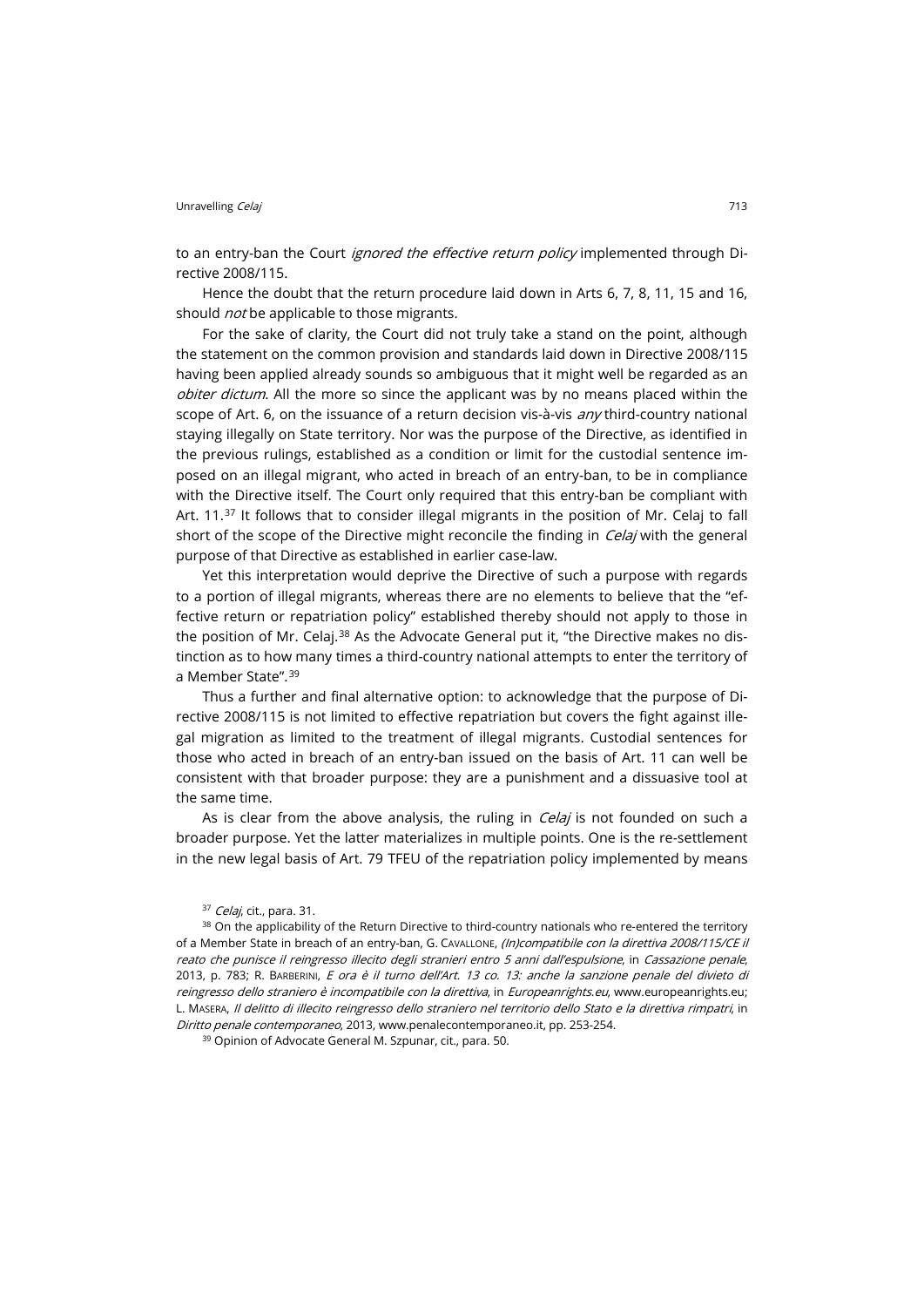to an entry-ban the Court *ignored the effective return policy* implemented through Directive 2008/115.

Hence the doubt that the return procedure laid down in Arts 6, 7, 8, 11, 15 and 16, should *not* be applicable to those migrants.

For the sake of clarity, the Court did not truly take a stand on the point, although the statement on the common provision and standards laid down in Directive 2008/115 having been applied already sounds so ambiguous that it might well be regarded as an *obiter dictum*. All the more so since the applicant was by no means placed within the scope of Art. 6, on the issuance of a return decision vis-à-vis *any* third-country national staying illegally on State territory. Nor was the purpose of the Directive, as identified in the previous rulings, established as a condition or limit for the custodial sentence imposed on an illegal migrant, who acted in breach of an entry-ban, to be in compliance with the Directive itself. The Court only required that this entry-ban be compliant with Art. 11.[37] It follows that to consider illegal migrants in the position of Mr. Celaj to fall short of the scope of the Directive might reconcile the finding in *Celaj* with the general purpose of that Directive as established in earlier case-law.

Yet this interpretation would deprive the Directive of such a purpose with regards to a portion of illegal migrants, whereas there are no elements to believe that the "effective return or repatriation policy" established thereby should not apply to those in the position of Mr. Celaj.[38] As the Advocate General put it, "the Directive makes no distinction as to how many times a third-country national attempts to enter the territory of a Member State".[39]

Thus a further and final alternative option: to acknowledge that the purpose of Directive 2008/115 is not limited to effective repatriation but covers the fight against illegal migration as limited to the treatment of illegal migrants. Custodial sentences for those who acted in breach of an entry-ban issued on the basis of Art. 11 can well be consistent with that broader purpose: they are a punishment and a dissuasive tool at the same time.

As is clear from the above analysis, the ruling in *Celaj* is not founded on such a broader purpose. Yet the latter materializes in multiple points. One is the re-settlement in the new legal basis of Art. 79 TFEU of the repatriation policy implemented by means

[37] *Celaj*, cit., para. 31.

[38] On the applicability of the Return Directive to third-country nationals who re-entered the territory of a Member State in breach of an entry-ban, G. Cavallone, *(In)compatibile con la direttiva 2008/115/CE il reato che punisce il reingresso illecito degli stranieri entro 5 anni dall'espulsione*, in *Cassazione penale*, 2013, p. 783; R. Barberini, *E ora è il turno dell'Art. 13 co. 13: anche la sanzione penale del divieto di reingresso dello straniero è incompatibile con la direttiva*, in *Europeanrights.eu*, www.europeanrights.eu; L. Masera, *Il delitto di illecito reingresso dello straniero nel territorio dello Stato e la direttiva rimpatri*, in *Diritto penale contemporaneo*, 2013, www.penalecontemporaneo.it, pp. 253-254.

[39] Opinion of Advocate General M. Szpunar, cit., para. 50.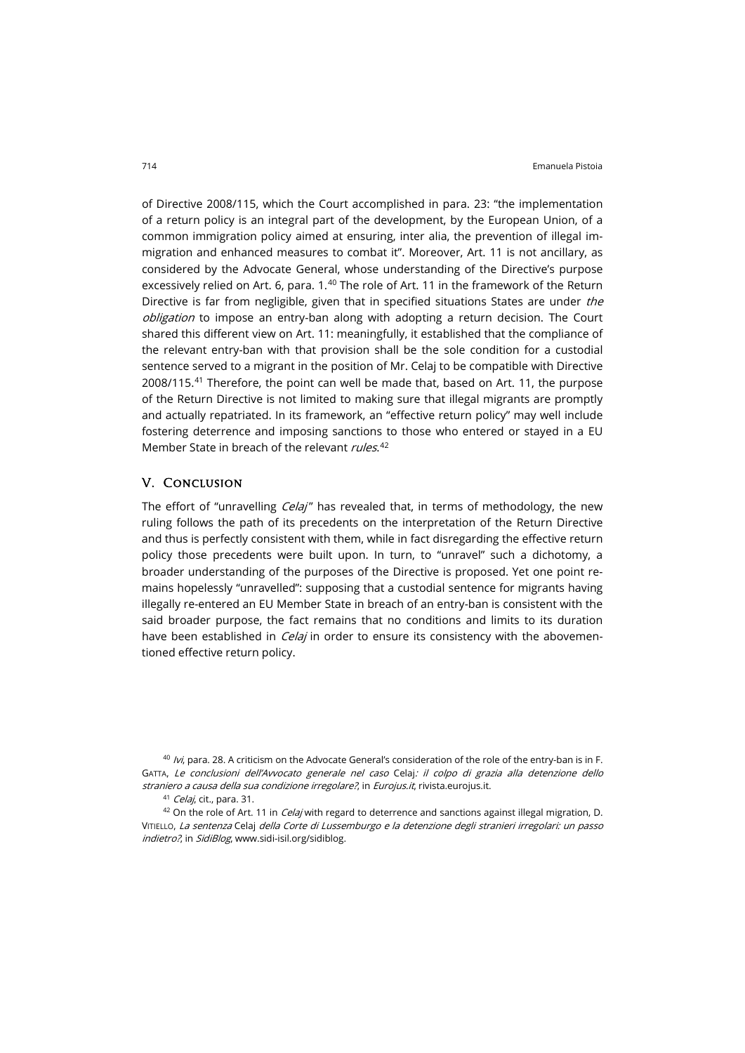of Directive 2008/115, which the Court accomplished in para. 23: "the implementation of a return policy is an integral part of the development, by the European Union, of a common immigration policy aimed at ensuring, inter alia, the prevention of illegal immigration and enhanced measures to combat it". Moreover, Art. 11 is not ancillary, as considered by the Advocate General, whose understanding of the Directive's purpose excessively relied on Art. 6, para. 1.[40] The role of Art. 11 in the framework of the Return Directive is far from negligible, given that in specified situations States are under *the obligation* to impose an entry-ban along with adopting a return decision. The Court shared this different view on Art. 11: meaningfully, it established that the compliance of the relevant entry-ban with that provision shall be the sole condition for a custodial sentence served to a migrant in the position of Mr. Celaj to be compatible with Directive 2008/115.[41] Therefore, the point can well be made that, based on Art. 11, the purpose of the Return Directive is not limited to making sure that illegal migrants are promptly and actually repatriated. In its framework, an "effective return policy" may well include fostering deterrence and imposing sanctions to those who entered or stayed in a EU Member State in breach of the relevant *rules*.[42]

## V. Conclusion

The effort of "unravelling *Celaj*" has revealed that, in terms of methodology, the new ruling follows the path of its precedents on the interpretation of the Return Directive and thus is perfectly consistent with them, while in fact disregarding the effective return policy those precedents were built upon. In turn, to "unravel" such a dichotomy, a broader understanding of the purposes of the Directive is proposed. Yet one point remains hopelessly "unravelled": supposing that a custodial sentence for migrants having illegally re-entered an EU Member State in breach of an entry-ban is consistent with the said broader purpose, the fact remains that no conditions and limits to its duration have been established in *Celaj* in order to ensure its consistency with the abovementioned effective return policy.

[40] *Ivi*, para. 28. A criticism on the Advocate General's consideration of the role of the entry-ban is in F. Gatta, *Le conclusioni dell'Avvocato generale nel caso* Celaj*: il colpo di grazia alla detenzione dello straniero a causa della sua condizione irregolare?*, in *Eurojus.it*, rivista.eurojus.it.

[41] *Celaj*, cit., para. 31.

[42] On the role of Art. 11 in *Celaj* with regard to deterrence and sanctions against illegal migration, D. Vitiello, *La sentenza* Celaj *della Corte di Lussemburgo e la detenzione degli stranieri irregolari: un passo indietro?*, in *SidiBlog*, www.sidi-isil.org/sidiblog.